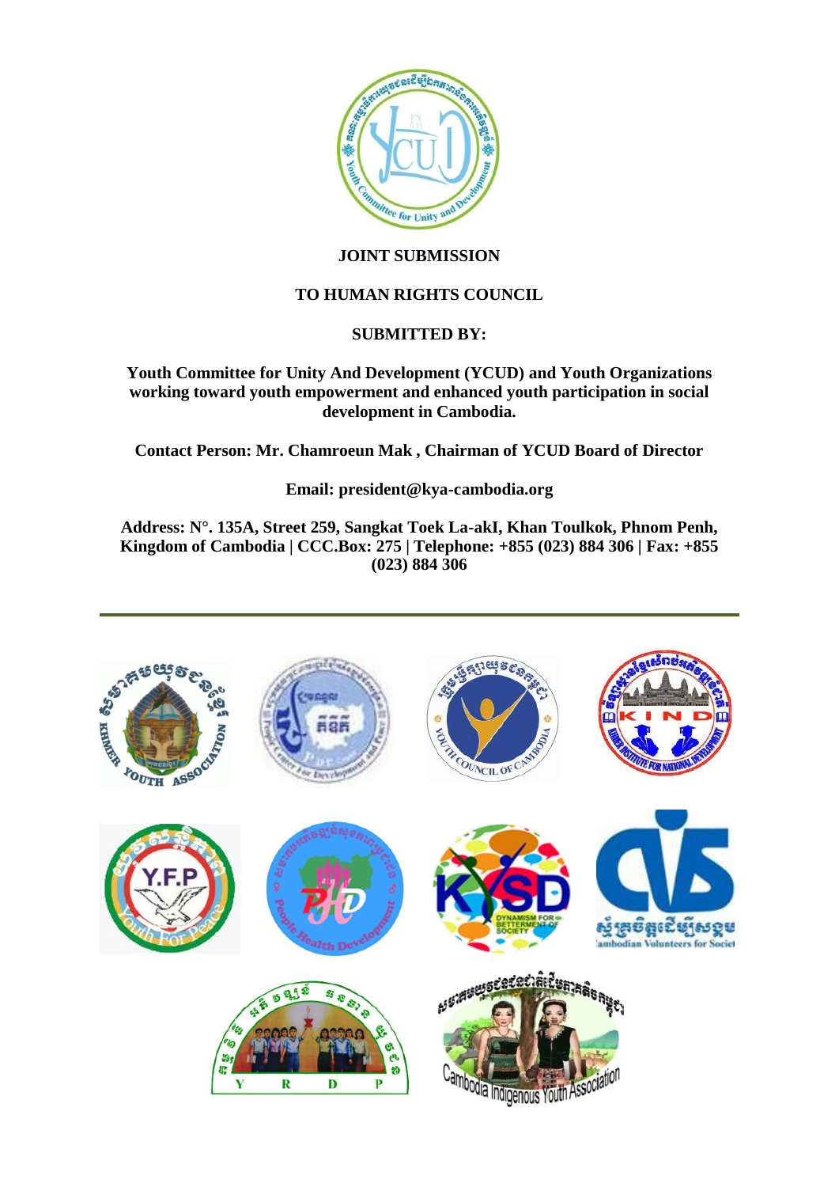**JOINT SUBMISSION**

**TO HUMAN RIGHTS COUNCIL**

**SUBMITTED BY:**

**Youth Committee for Unity And Development (YCUD) and Youth Organizations working toward youth empowerment and enhanced youth participation in social development in Cambodia.**

**Contact Person: Mr. Chamroeun Mak , Chairman of YCUD Board of Director**

**Email: president@kya-cambodia.org**

**Address: N°. 135A, Street 259, Sangkat Toek La-akI, Khan Toulkok, Phnom Penh, Kingdom of Cambodia | CCC.Box: 275 | Telephone: +855 (023) 884 306 | Fax: +855 (023) 884 306**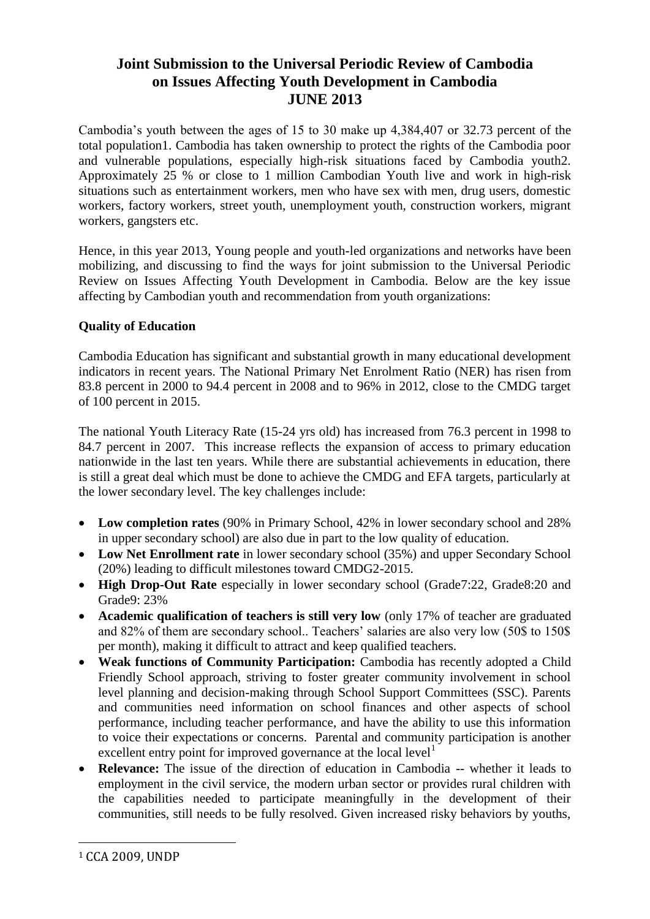# Joint Submission to the Universal Periodic Review of Cambodia on Issues Affecting Youth Development in Cambodia JUNE 2013

Cambodia's youth between the ages of 15 to 30 make up 4,384,407 or 32.73 percent of the total population1. Cambodia has taken ownership to protect the rights of the Cambodia poor and vulnerable populations, especially high-risk situations faced by Cambodia youth2. Approximately 25 % or close to 1 million Cambodian Youth live and work in high-risk situations such as entertainment workers, men who have sex with men, drug users, domestic workers, factory workers, street youth, unemployment youth, construction workers, migrant workers, gangsters etc.

Hence, in this year 2013, Young people and youth-led organizations and networks have been mobilizing, and discussing to find the ways for joint submission to the Universal Periodic Review on Issues Affecting Youth Development in Cambodia. Below are the key issue affecting by Cambodian youth and recommendation from youth organizations:

**Quality of Education**

Cambodia Education has significant and substantial growth in many educational development indicators in recent years. The National Primary Net Enrolment Ratio (NER) has risen from 83.8 percent in 2000 to 94.4 percent in 2008 and to 96% in 2012, close to the CMDG target of 100 percent in 2015.

The national Youth Literacy Rate (15-24 yrs old) has increased from 76.3 percent in 1998 to 84.7 percent in 2007. This increase reflects the expansion of access to primary education nationwide in the last ten years. While there are substantial achievements in education, there is still a great deal which must be done to achieve the CMDG and EFA targets, particularly at the lower secondary level. The key challenges include:

- **Low completion rates** (90% in Primary School, 42% in lower secondary school and 28% in upper secondary school) are also due in part to the low quality of education.
- **Low Net Enrollment rate** in lower secondary school (35%) and upper Secondary School (20%) leading to difficult milestones toward CMDG2-2015.
- **High Drop-Out Rate** especially in lower secondary school (Grade7:22, Grade8:20 and Grade9: 23%
- **Academic qualification of teachers is still very low** (only 17% of teacher are graduated and 82% of them are secondary school.. Teachers' salaries are also very low (50$ to 150$ per month), making it difficult to attract and keep qualified teachers.
- **Weak functions of Community Participation:** Cambodia has recently adopted a Child Friendly School approach, striving to foster greater community involvement in school level planning and decision-making through School Support Committees (SSC). Parents and communities need information on school finances and other aspects of school performance, including teacher performance, and have the ability to use this information to voice their expectations or concerns. Parental and community participation is another excellent entry point for improved governance at the local level[1]
- **Relevance:** The issue of the direction of education in Cambodia -- whether it leads to employment in the civil service, the modern urban sector or provides rural children with the capabilities needed to participate meaningfully in the development of their communities, still needs to be fully resolved. Given increased risky behaviors by youths,

[1] CCA 2009, UNDP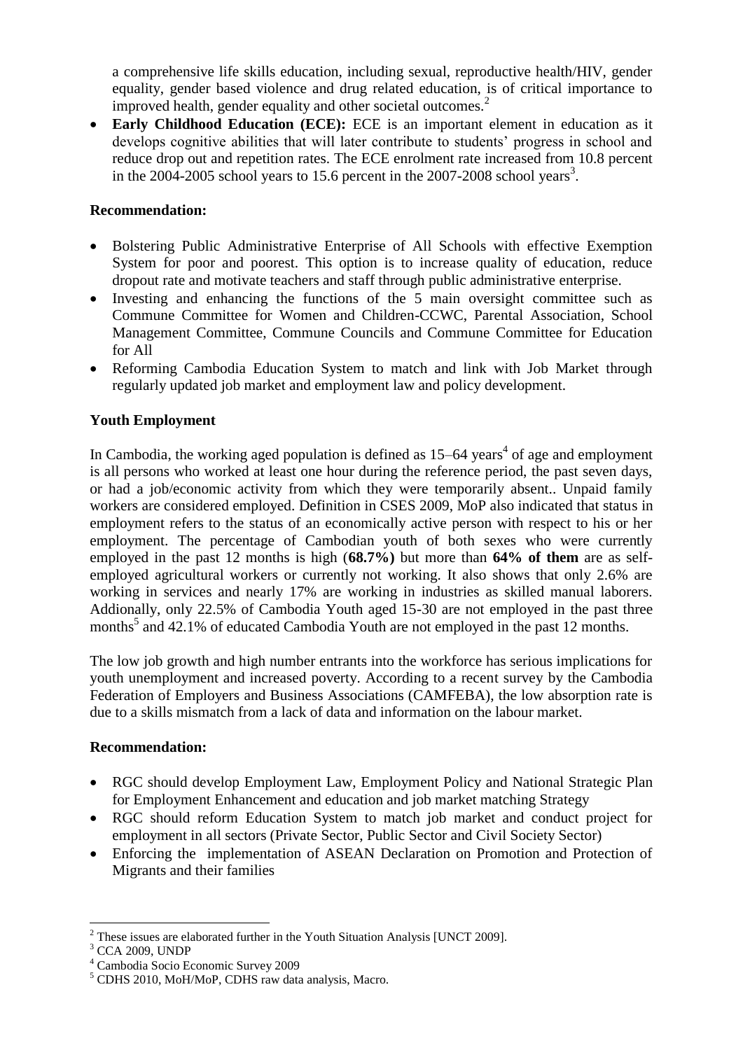a comprehensive life skills education, including sexual, reproductive health/HIV, gender equality, gender based violence and drug related education, is of critical importance to improved health, gender equality and other societal outcomes.[2]

- **Early Childhood Education (ECE):** ECE is an important element in education as it develops cognitive abilities that will later contribute to students' progress in school and reduce drop out and repetition rates. The ECE enrolment rate increased from 10.8 percent in the 2004-2005 school years to 15.6 percent in the 2007-2008 school years[3].

**Recommendation:**

- Bolstering Public Administrative Enterprise of All Schools with effective Exemption System for poor and poorest. This option is to increase quality of education, reduce dropout rate and motivate teachers and staff through public administrative enterprise.
- Investing and enhancing the functions of the 5 main oversight committee such as Commune Committee for Women and Children-CCWC, Parental Association, School Management Committee, Commune Councils and Commune Committee for Education for All
- Reforming Cambodia Education System to match and link with Job Market through regularly updated job market and employment law and policy development.

**Youth Employment**

In Cambodia, the working aged population is defined as 15–64 years[4] of age and employment is all persons who worked at least one hour during the reference period, the past seven days, or had a job/economic activity from which they were temporarily absent.. Unpaid family workers are considered employed. Definition in CSES 2009, MoP also indicated that status in employment refers to the status of an economically active person with respect to his or her employment. The percentage of Cambodian youth of both sexes who were currently employed in the past 12 months is high (**68.7%)** but more than **64% of them** are as self-employed agricultural workers or currently not working. It also shows that only 2.6% are working in services and nearly 17% are working in industries as skilled manual laborers. Addionally, only 22.5% of Cambodia Youth aged 15-30 are not employed in the past three months[5] and 42.1% of educated Cambodia Youth are not employed in the past 12 months.

The low job growth and high number entrants into the workforce has serious implications for youth unemployment and increased poverty. According to a recent survey by the Cambodia Federation of Employers and Business Associations (CAMFEBA), the low absorption rate is due to a skills mismatch from a lack of data and information on the labour market.

**Recommendation:**

- RGC should develop Employment Law, Employment Policy and National Strategic Plan for Employment Enhancement and education and job market matching Strategy
- RGC should reform Education System to match job market and conduct project for employment in all sectors (Private Sector, Public Sector and Civil Society Sector)
- Enforcing the implementation of ASEAN Declaration on Promotion and Protection of Migrants and their families

---

[2] These issues are elaborated further in the Youth Situation Analysis [UNCT 2009].

[3] CCA 2009, UNDP

[4] Cambodia Socio Economic Survey 2009

[5] CDHS 2010, MoH/MoP, CDHS raw data analysis, Macro.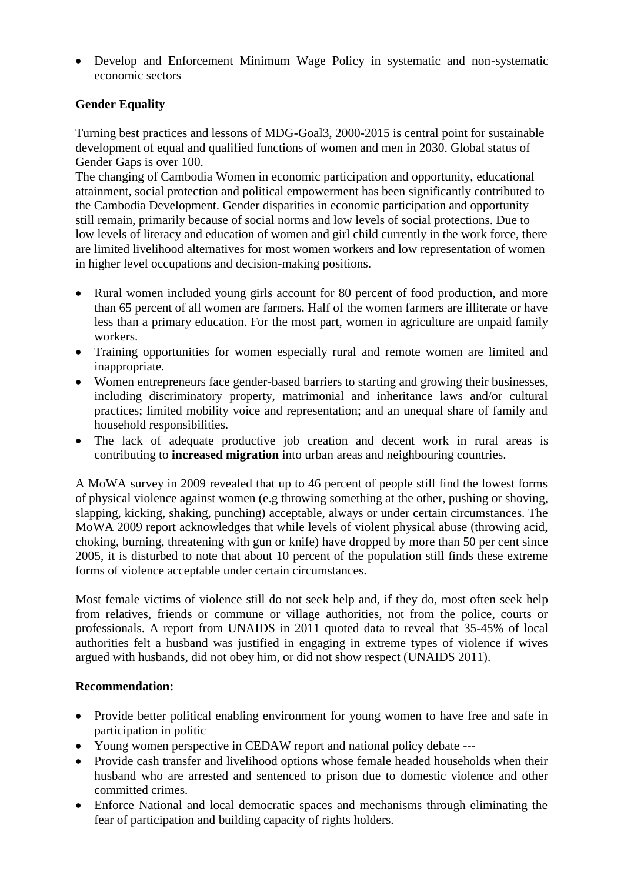- Develop and Enforcement Minimum Wage Policy in systematic and non-systematic economic sectors

**Gender Equality**

Turning best practices and lessons of MDG-Goal3, 2000-2015 is central point for sustainable development of equal and qualified functions of women and men in 2030. Global status of Gender Gaps is over 100.
The changing of Cambodia Women in economic participation and opportunity, educational attainment, social protection and political empowerment has been significantly contributed to the Cambodia Development. Gender disparities in economic participation and opportunity still remain, primarily because of social norms and low levels of social protections. Due to low levels of literacy and education of women and girl child currently in the work force, there are limited livelihood alternatives for most women workers and low representation of women in higher level occupations and decision-making positions.

- Rural women included young girls account for 80 percent of food production, and more than 65 percent of all women are farmers. Half of the women farmers are illiterate or have less than a primary education. For the most part, women in agriculture are unpaid family workers.
- Training opportunities for women especially rural and remote women are limited and inappropriate.
- Women entrepreneurs face gender-based barriers to starting and growing their businesses, including discriminatory property, matrimonial and inheritance laws and/or cultural practices; limited mobility voice and representation; and an unequal share of family and household responsibilities.
- The lack of adequate productive job creation and decent work in rural areas is contributing to **increased migration** into urban areas and neighbouring countries.

A MoWA survey in 2009 revealed that up to 46 percent of people still find the lowest forms of physical violence against women (e.g throwing something at the other, pushing or shoving, slapping, kicking, shaking, punching) acceptable, always or under certain circumstances. The MoWA 2009 report acknowledges that while levels of violent physical abuse (throwing acid, choking, burning, threatening with gun or knife) have dropped by more than 50 per cent since 2005, it is disturbed to note that about 10 percent of the population still finds these extreme forms of violence acceptable under certain circumstances.

Most female victims of violence still do not seek help and, if they do, most often seek help from relatives, friends or commune or village authorities, not from the police, courts or professionals. A report from UNAIDS in 2011 quoted data to reveal that 35-45% of local authorities felt a husband was justified in engaging in extreme types of violence if wives argued with husbands, did not obey him, or did not show respect (UNAIDS 2011).

**Recommendation:**

- Provide better political enabling environment for young women to have free and safe in participation in politic
- Young women perspective in CEDAW report and national policy debate ---
- Provide cash transfer and livelihood options whose female headed households when their husband who are arrested and sentenced to prison due to domestic violence and other committed crimes.
- Enforce National and local democratic spaces and mechanisms through eliminating the fear of participation and building capacity of rights holders.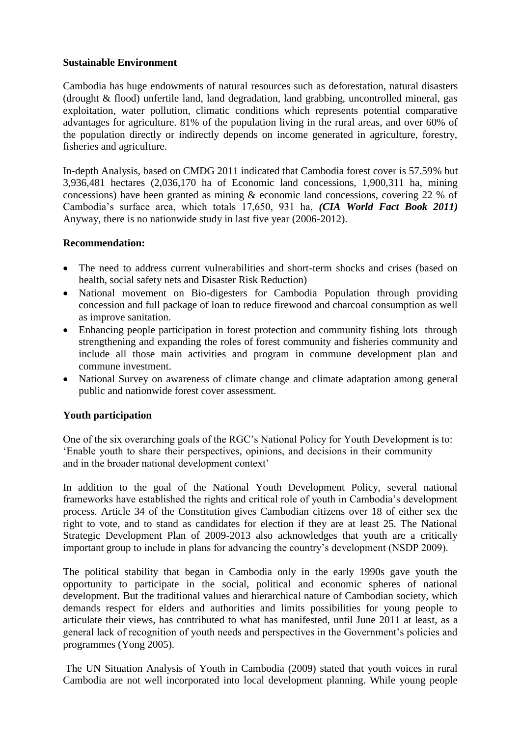**Sustainable Environment**

Cambodia has huge endowments of natural resources such as deforestation, natural disasters (drought & flood) unfertile land, land degradation, land grabbing, uncontrolled mineral, gas exploitation, water pollution, climatic conditions which represents potential comparative advantages for agriculture. 81% of the population living in the rural areas, and over 60% of the population directly or indirectly depends on income generated in agriculture, forestry, fisheries and agriculture.

In-depth Analysis, based on CMDG 2011 indicated that Cambodia forest cover is 57.59% but 3,936,481 hectares (2,036,170 ha of Economic land concessions, 1,900,311 ha, mining concessions) have been granted as mining & economic land concessions, covering 22 % of Cambodia's surface area, which totals 17,650, 931 ha, ***(CIA World Fact Book 2011)*** Anyway, there is no nationwide study in last five year (2006-2012).

**Recommendation:**

- The need to address current vulnerabilities and short-term shocks and crises (based on health, social safety nets and Disaster Risk Reduction)
- National movement on Bio-digesters for Cambodia Population through providing concession and full package of loan to reduce firewood and charcoal consumption as well as improve sanitation.
- Enhancing people participation in forest protection and community fishing lots through strengthening and expanding the roles of forest community and fisheries community and include all those main activities and program in commune development plan and commune investment.
- National Survey on awareness of climate change and climate adaptation among general public and nationwide forest cover assessment.

**Youth participation**

One of the six overarching goals of the RGC's National Policy for Youth Development is to: 'Enable youth to share their perspectives, opinions, and decisions in their community and in the broader national development context'

In addition to the goal of the National Youth Development Policy, several national frameworks have established the rights and critical role of youth in Cambodia's development process. Article 34 of the Constitution gives Cambodian citizens over 18 of either sex the right to vote, and to stand as candidates for election if they are at least 25. The National Strategic Development Plan of 2009-2013 also acknowledges that youth are a critically important group to include in plans for advancing the country's development (NSDP 2009).

The political stability that began in Cambodia only in the early 1990s gave youth the opportunity to participate in the social, political and economic spheres of national development. But the traditional values and hierarchical nature of Cambodian society, which demands respect for elders and authorities and limits possibilities for young people to articulate their views, has contributed to what has manifested, until June 2011 at least, as a general lack of recognition of youth needs and perspectives in the Government's policies and programmes (Yong 2005).

The UN Situation Analysis of Youth in Cambodia (2009) stated that youth voices in rural Cambodia are not well incorporated into local development planning. While young people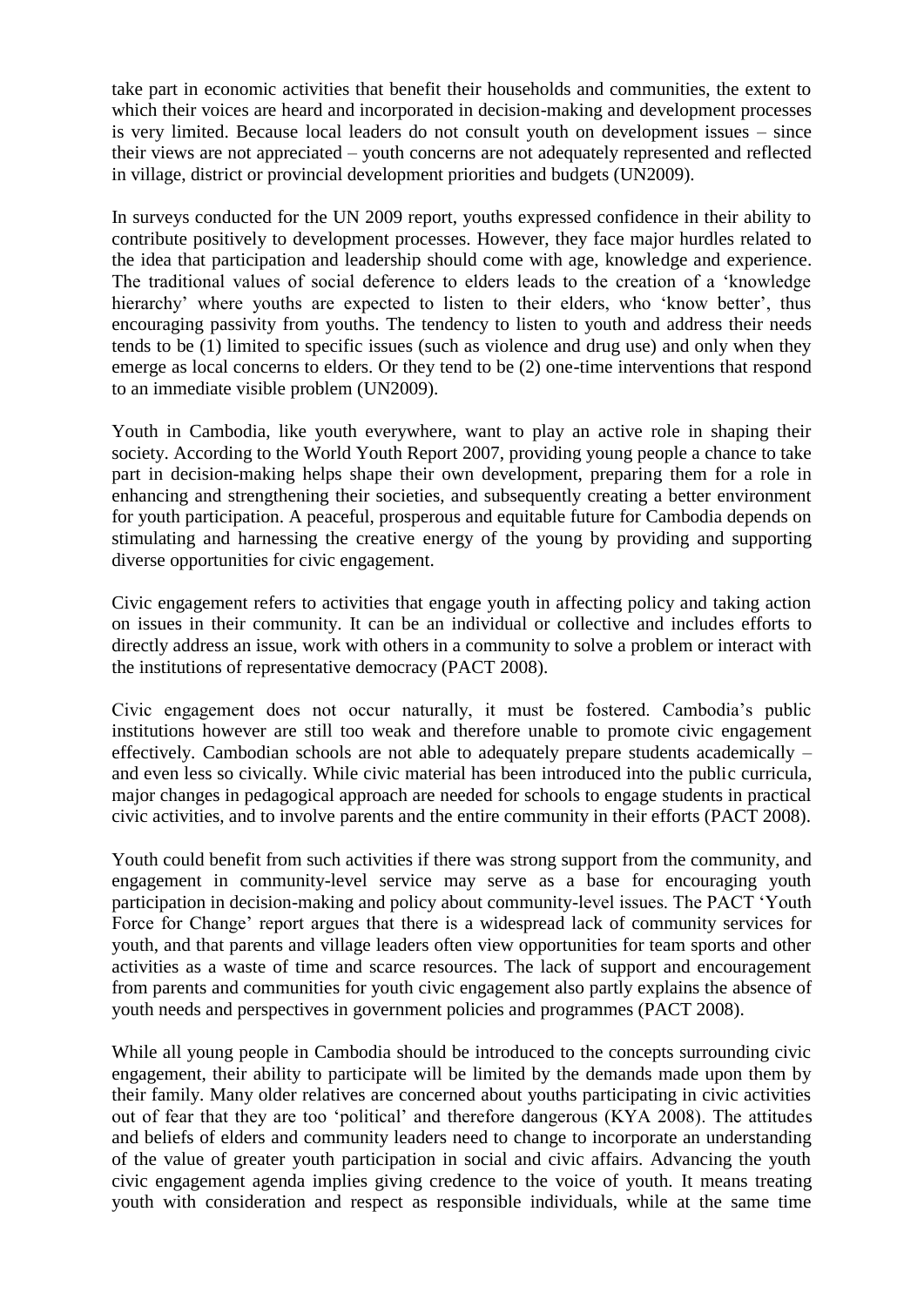take part in economic activities that benefit their households and communities, the extent to which their voices are heard and incorporated in decision-making and development processes is very limited. Because local leaders do not consult youth on development issues – since their views are not appreciated – youth concerns are not adequately represented and reflected in village, district or provincial development priorities and budgets (UN2009).

In surveys conducted for the UN 2009 report, youths expressed confidence in their ability to contribute positively to development processes. However, they face major hurdles related to the idea that participation and leadership should come with age, knowledge and experience. The traditional values of social deference to elders leads to the creation of a 'knowledge hierarchy' where youths are expected to listen to their elders, who 'know better', thus encouraging passivity from youths. The tendency to listen to youth and address their needs tends to be (1) limited to specific issues (such as violence and drug use) and only when they emerge as local concerns to elders. Or they tend to be (2) one-time interventions that respond to an immediate visible problem (UN2009).

Youth in Cambodia, like youth everywhere, want to play an active role in shaping their society. According to the World Youth Report 2007, providing young people a chance to take part in decision-making helps shape their own development, preparing them for a role in enhancing and strengthening their societies, and subsequently creating a better environment for youth participation. A peaceful, prosperous and equitable future for Cambodia depends on stimulating and harnessing the creative energy of the young by providing and supporting diverse opportunities for civic engagement.

Civic engagement refers to activities that engage youth in affecting policy and taking action on issues in their community. It can be an individual or collective and includes efforts to directly address an issue, work with others in a community to solve a problem or interact with the institutions of representative democracy (PACT 2008).

Civic engagement does not occur naturally, it must be fostered. Cambodia's public institutions however are still too weak and therefore unable to promote civic engagement effectively. Cambodian schools are not able to adequately prepare students academically – and even less so civically. While civic material has been introduced into the public curricula, major changes in pedagogical approach are needed for schools to engage students in practical civic activities, and to involve parents and the entire community in their efforts (PACT 2008).

Youth could benefit from such activities if there was strong support from the community, and engagement in community-level service may serve as a base for encouraging youth participation in decision-making and policy about community-level issues. The PACT 'Youth Force for Change' report argues that there is a widespread lack of community services for youth, and that parents and village leaders often view opportunities for team sports and other activities as a waste of time and scarce resources. The lack of support and encouragement from parents and communities for youth civic engagement also partly explains the absence of youth needs and perspectives in government policies and programmes (PACT 2008).

While all young people in Cambodia should be introduced to the concepts surrounding civic engagement, their ability to participate will be limited by the demands made upon them by their family. Many older relatives are concerned about youths participating in civic activities out of fear that they are too 'political' and therefore dangerous (KYA 2008). The attitudes and beliefs of elders and community leaders need to change to incorporate an understanding of the value of greater youth participation in social and civic affairs. Advancing the youth civic engagement agenda implies giving credence to the voice of youth. It means treating youth with consideration and respect as responsible individuals, while at the same time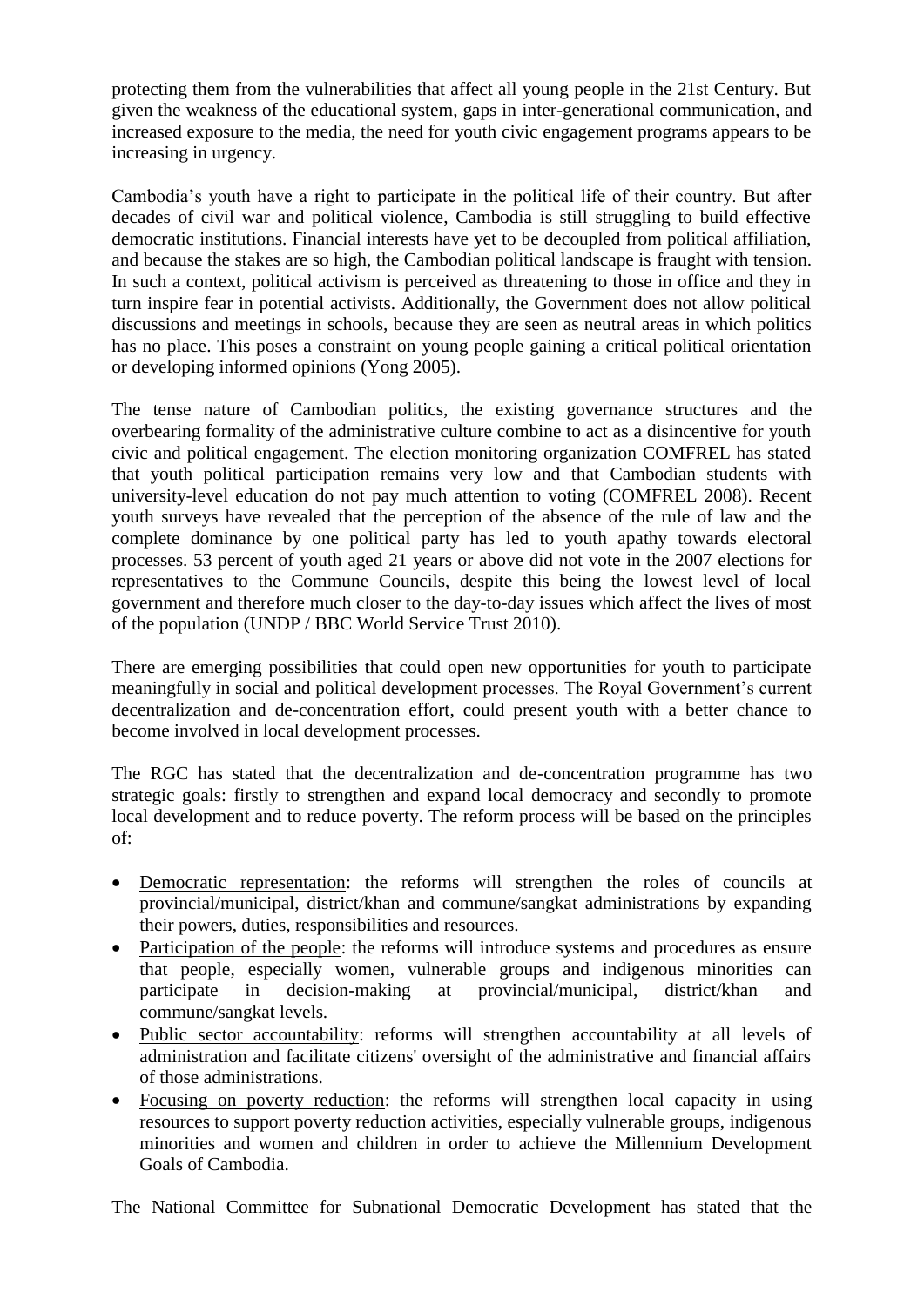protecting them from the vulnerabilities that affect all young people in the 21st Century. But given the weakness of the educational system, gaps in inter-generational communication, and increased exposure to the media, the need for youth civic engagement programs appears to be increasing in urgency.

Cambodia's youth have a right to participate in the political life of their country. But after decades of civil war and political violence, Cambodia is still struggling to build effective democratic institutions. Financial interests have yet to be decoupled from political affiliation, and because the stakes are so high, the Cambodian political landscape is fraught with tension. In such a context, political activism is perceived as threatening to those in office and they in turn inspire fear in potential activists. Additionally, the Government does not allow political discussions and meetings in schools, because they are seen as neutral areas in which politics has no place. This poses a constraint on young people gaining a critical political orientation or developing informed opinions (Yong 2005).

The tense nature of Cambodian politics, the existing governance structures and the overbearing formality of the administrative culture combine to act as a disincentive for youth civic and political engagement. The election monitoring organization COMFREL has stated that youth political participation remains very low and that Cambodian students with university-level education do not pay much attention to voting (COMFREL 2008). Recent youth surveys have revealed that the perception of the absence of the rule of law and the complete dominance by one political party has led to youth apathy towards electoral processes. 53 percent of youth aged 21 years or above did not vote in the 2007 elections for representatives to the Commune Councils, despite this being the lowest level of local government and therefore much closer to the day-to-day issues which affect the lives of most of the population (UNDP / BBC World Service Trust 2010).

There are emerging possibilities that could open new opportunities for youth to participate meaningfully in social and political development processes. The Royal Government's current decentralization and de-concentration effort, could present youth with a better chance to become involved in local development processes.

The RGC has stated that the decentralization and de-concentration programme has two strategic goals: firstly to strengthen and expand local democracy and secondly to promote local development and to reduce poverty. The reform process will be based on the principles of:

- Democratic representation: the reforms will strengthen the roles of councils at provincial/municipal, district/khan and commune/sangkat administrations by expanding their powers, duties, responsibilities and resources.
- Participation of the people: the reforms will introduce systems and procedures as ensure that people, especially women, vulnerable groups and indigenous minorities can participate in decision-making at provincial/municipal, district/khan and commune/sangkat levels.
- Public sector accountability: reforms will strengthen accountability at all levels of administration and facilitate citizens' oversight of the administrative and financial affairs of those administrations.
- Focusing on poverty reduction: the reforms will strengthen local capacity in using resources to support poverty reduction activities, especially vulnerable groups, indigenous minorities and women and children in order to achieve the Millennium Development Goals of Cambodia.

The National Committee for Subnational Democratic Development has stated that the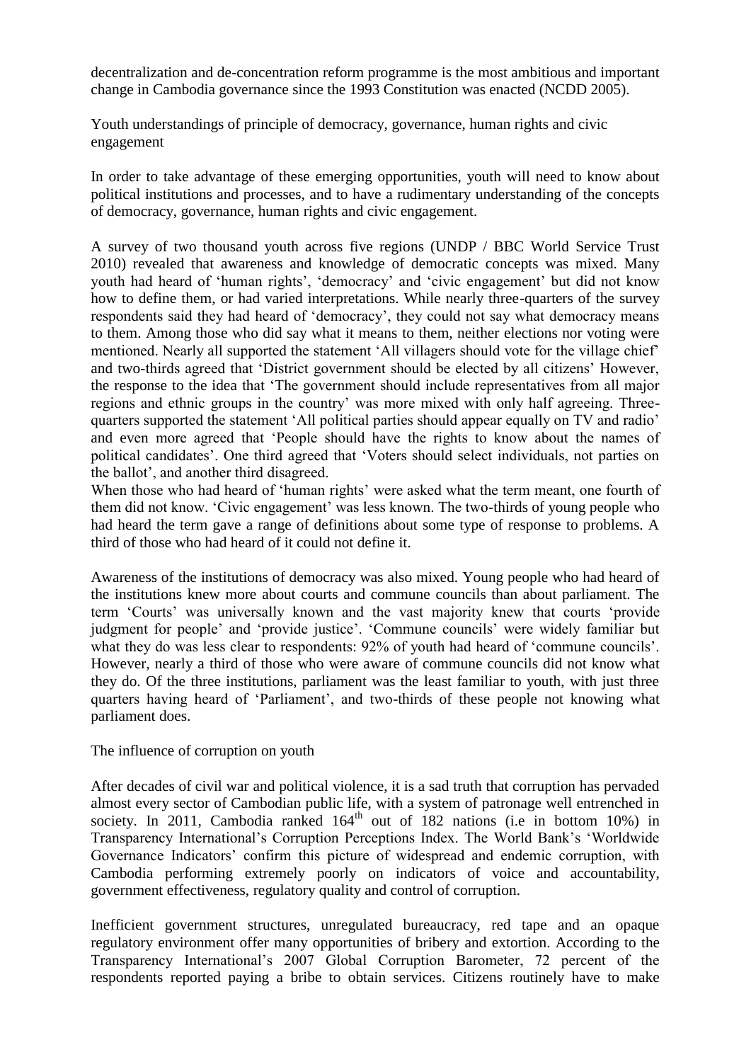decentralization and de-concentration reform programme is the most ambitious and important change in Cambodia governance since the 1993 Constitution was enacted (NCDD 2005).

## Youth understandings of principle of democracy, governance, human rights and civic engagement

In order to take advantage of these emerging opportunities, youth will need to know about political institutions and processes, and to have a rudimentary understanding of the concepts of democracy, governance, human rights and civic engagement.

A survey of two thousand youth across five regions (UNDP / BBC World Service Trust 2010) revealed that awareness and knowledge of democratic concepts was mixed. Many youth had heard of 'human rights', 'democracy' and 'civic engagement' but did not know how to define them, or had varied interpretations. While nearly three-quarters of the survey respondents said they had heard of 'democracy', they could not say what democracy means to them. Among those who did say what it means to them, neither elections nor voting were mentioned. Nearly all supported the statement 'All villagers should vote for the village chief' and two-thirds agreed that 'District government should be elected by all citizens' However, the response to the idea that 'The government should include representatives from all major regions and ethnic groups in the country' was more mixed with only half agreeing. Three-quarters supported the statement 'All political parties should appear equally on TV and radio' and even more agreed that 'People should have the rights to know about the names of political candidates'. One third agreed that 'Voters should select individuals, not parties on the ballot', and another third disagreed.

When those who had heard of 'human rights' were asked what the term meant, one fourth of them did not know. 'Civic engagement' was less known. The two-thirds of young people who had heard the term gave a range of definitions about some type of response to problems. A third of those who had heard of it could not define it.

Awareness of the institutions of democracy was also mixed. Young people who had heard of the institutions knew more about courts and commune councils than about parliament. The term 'Courts' was universally known and the vast majority knew that courts 'provide judgment for people' and 'provide justice'. 'Commune councils' were widely familiar but what they do was less clear to respondents: 92% of youth had heard of 'commune councils'. However, nearly a third of those who were aware of commune councils did not know what they do. Of the three institutions, parliament was the least familiar to youth, with just three quarters having heard of 'Parliament', and two-thirds of these people not knowing what parliament does.

## The influence of corruption on youth

After decades of civil war and political violence, it is a sad truth that corruption has pervaded almost every sector of Cambodian public life, with a system of patronage well entrenched in society. In 2011, Cambodia ranked 164th out of 182 nations (i.e in bottom 10%) in Transparency International's Corruption Perceptions Index. The World Bank's 'Worldwide Governance Indicators' confirm this picture of widespread and endemic corruption, with Cambodia performing extremely poorly on indicators of voice and accountability, government effectiveness, regulatory quality and control of corruption.

Inefficient government structures, unregulated bureaucracy, red tape and an opaque regulatory environment offer many opportunities of bribery and extortion. According to the Transparency International's 2007 Global Corruption Barometer, 72 percent of the respondents reported paying a bribe to obtain services. Citizens routinely have to make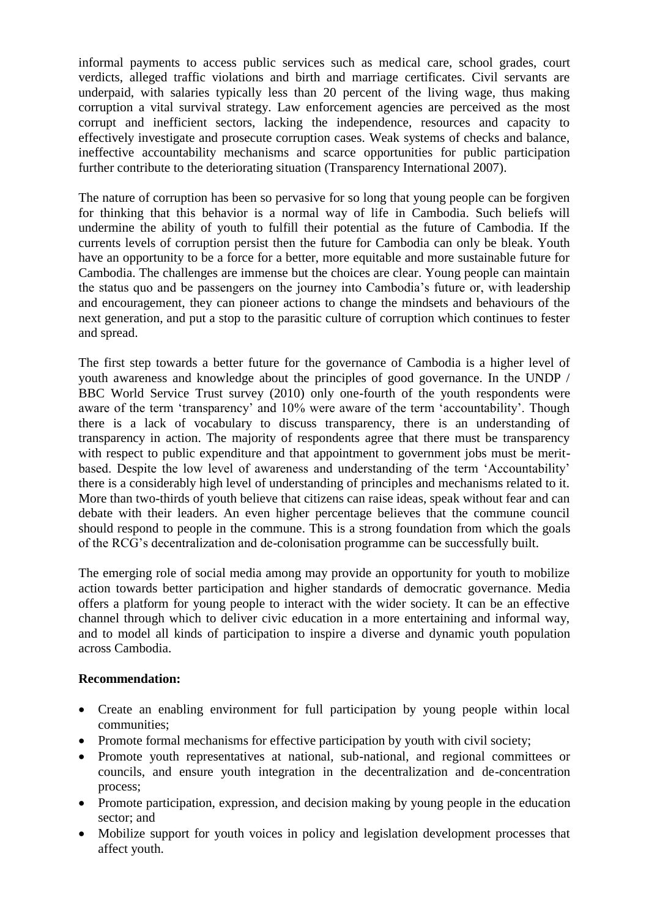informal payments to access public services such as medical care, school grades, court verdicts, alleged traffic violations and birth and marriage certificates. Civil servants are underpaid, with salaries typically less than 20 percent of the living wage, thus making corruption a vital survival strategy. Law enforcement agencies are perceived as the most corrupt and inefficient sectors, lacking the independence, resources and capacity to effectively investigate and prosecute corruption cases. Weak systems of checks and balance, ineffective accountability mechanisms and scarce opportunities for public participation further contribute to the deteriorating situation (Transparency International 2007).

The nature of corruption has been so pervasive for so long that young people can be forgiven for thinking that this behavior is a normal way of life in Cambodia. Such beliefs will undermine the ability of youth to fulfill their potential as the future of Cambodia. If the currents levels of corruption persist then the future for Cambodia can only be bleak. Youth have an opportunity to be a force for a better, more equitable and more sustainable future for Cambodia. The challenges are immense but the choices are clear. Young people can maintain the status quo and be passengers on the journey into Cambodia's future or, with leadership and encouragement, they can pioneer actions to change the mindsets and behaviours of the next generation, and put a stop to the parasitic culture of corruption which continues to fester and spread.

The first step towards a better future for the governance of Cambodia is a higher level of youth awareness and knowledge about the principles of good governance. In the UNDP / BBC World Service Trust survey (2010) only one-fourth of the youth respondents were aware of the term 'transparency' and 10% were aware of the term 'accountability'. Though there is a lack of vocabulary to discuss transparency, there is an understanding of transparency in action. The majority of respondents agree that there must be transparency with respect to public expenditure and that appointment to government jobs must be merit-based. Despite the low level of awareness and understanding of the term 'Accountability' there is a considerably high level of understanding of principles and mechanisms related to it. More than two-thirds of youth believe that citizens can raise ideas, speak without fear and can debate with their leaders. An even higher percentage believes that the commune council should respond to people in the commune. This is a strong foundation from which the goals of the RCG's decentralization and de-colonisation programme can be successfully built.

The emerging role of social media among may provide an opportunity for youth to mobilize action towards better participation and higher standards of democratic governance. Media offers a platform for young people to interact with the wider society. It can be an effective channel through which to deliver civic education in a more entertaining and informal way, and to model all kinds of participation to inspire a diverse and dynamic youth population across Cambodia.

**Recommendation:**

- Create an enabling environment for full participation by young people within local communities;
- Promote formal mechanisms for effective participation by youth with civil society;
- Promote youth representatives at national, sub-national, and regional committees or councils, and ensure youth integration in the decentralization and de-concentration process;
- Promote participation, expression, and decision making by young people in the education sector; and
- Mobilize support for youth voices in policy and legislation development processes that affect youth.